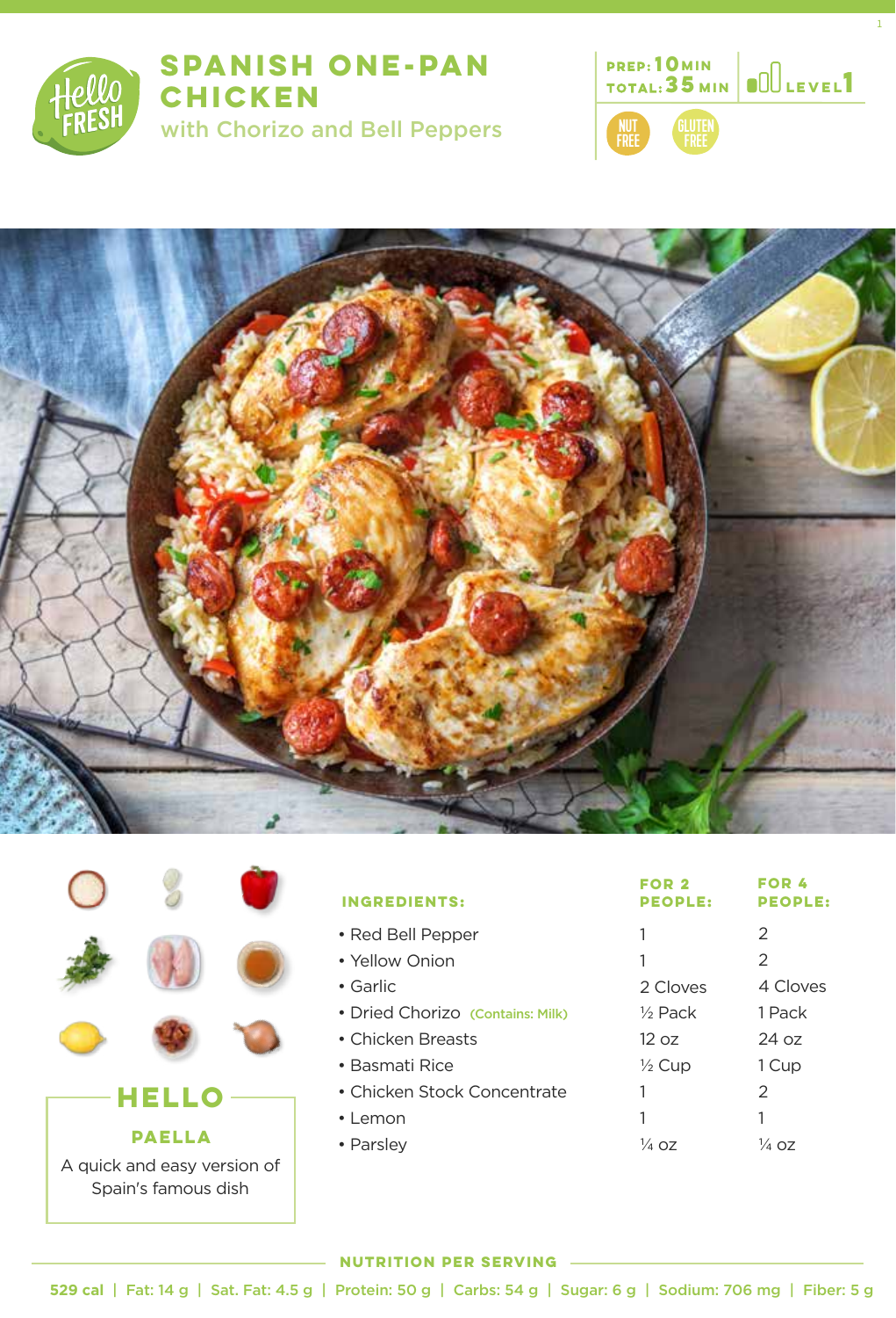# SPANISH ONE-PAN CHICKEN

## with Chorizo and Bell Peppers

PREP: 10 MIN
TOTAL: 35 MIN
LEVEL 1

NUT FREE
GLUTEN FREE

| INGREDIENTS: | FOR 2 PEOPLE: | FOR 4 PEOPLE: |
|---|---|---|
| • Red Bell Pepper | 1 | 2 |
| • Yellow Onion | 1 | 2 |
| • Garlic | 2 Cloves | 4 Cloves |
| • Dried Chorizo (Contains: Milk) | ½ Pack | 1 Pack |
| • Chicken Breasts | 12 oz | 24 oz |
| • Basmati Rice | ½ Cup | 1 Cup |
| • Chicken Stock Concentrate | 1 | 2 |
| • Lemon | 1 | 1 |
| • Parsley | ¼ oz | ¼ oz |

## HELLO

### PAELLA

A quick and easy version of Spain's famous dish

### NUTRITION PER SERVING

529 cal | Fat: 14 g | Sat. Fat: 4.5 g | Protein: 50 g | Carbs: 54 g | Sugar: 6 g | Sodium: 706 mg | Fiber: 5 g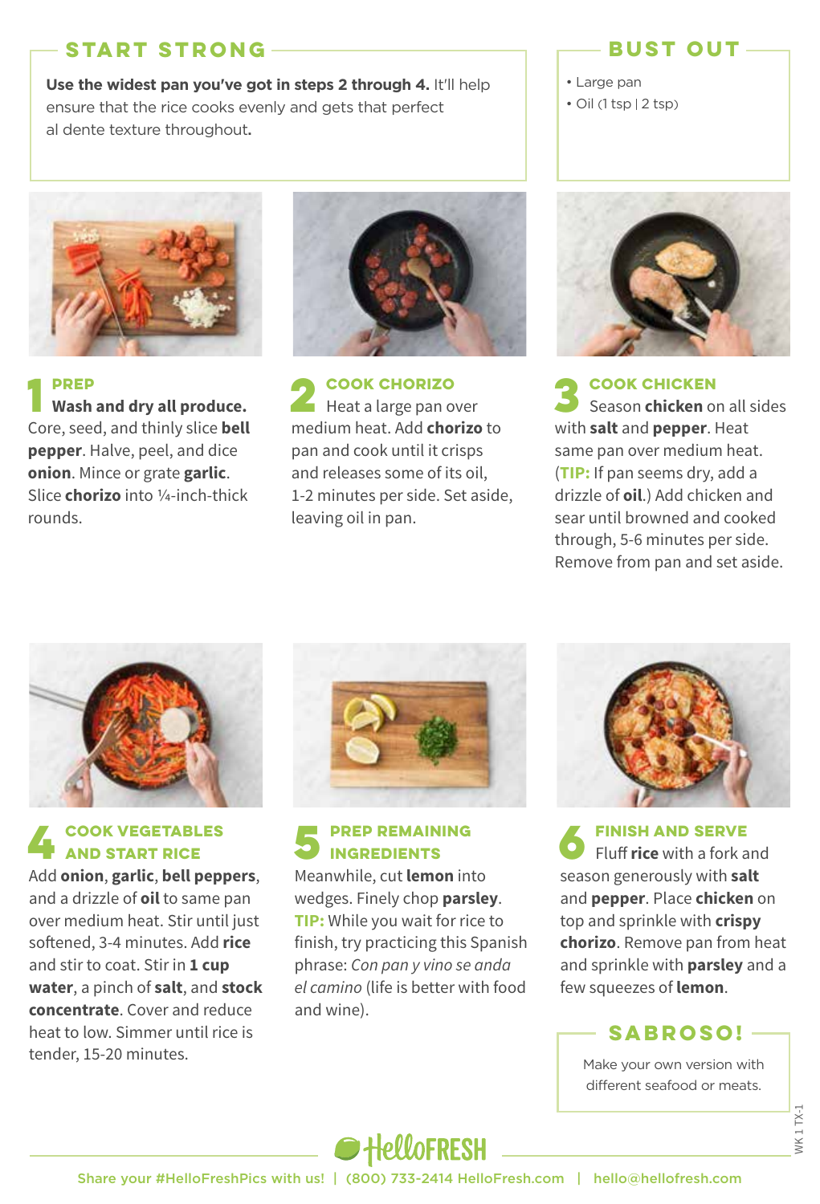## START STRONG

**Use the widest pan you've got in steps 2 through 4.** It'll help ensure that the rice cooks evenly and gets that perfect al dente texture throughout**.**

## BUST OUT

- Large pan
- Oil (1 tsp | 2 tsp)

### 1 PREP

**Wash and dry all produce.** Core, seed, and thinly slice **bell pepper**. Halve, peel, and dice **onion**. Mince or grate **garlic**. Slice **chorizo** into ¼-inch-thick rounds.

### 2 COOK CHORIZO

Heat a large pan over medium heat. Add **chorizo** to pan and cook until it crisps and releases some of its oil, 1-2 minutes per side. Set aside, leaving oil in pan.

### 3 COOK CHICKEN

Season **chicken** on all sides with **salt** and **pepper**. Heat same pan over medium heat. (**TIP:** If pan seems dry, add a drizzle of **oil**.) Add chicken and sear until browned and cooked through, 5-6 minutes per side. Remove from pan and set aside.

### 4 COOK VEGETABLES AND START RICE

Add **onion**, **garlic**, **bell peppers**, and a drizzle of **oil** to same pan over medium heat. Stir until just softened, 3-4 minutes. Add **rice** and stir to coat. Stir in **1 cup water**, a pinch of **salt**, and **stock concentrate**. Cover and reduce heat to low. Simmer until rice is tender, 15-20 minutes.

### 5 PREP REMAINING INGREDIENTS

Meanwhile, cut **lemon** into wedges. Finely chop **parsley**. **TIP:** While you wait for rice to finish, try practicing this Spanish phrase: *Con pan y vino se anda el camino* (life is better with food and wine).

### 6 FINISH AND SERVE

Fluff **rice** with a fork and season generously with **salt** and **pepper**. Place **chicken** on top and sprinkle with **crispy chorizo**. Remove pan from heat and sprinkle with **parsley** and a few squeezes of **lemon**.

## SABROSO!

Make your own version with different seafood or meats.

WK 1 TX-1

HelloFRESH

Share your #HelloFreshPics with us! | (800) 733-2414 HelloFresh.com | hello@hellofresh.com